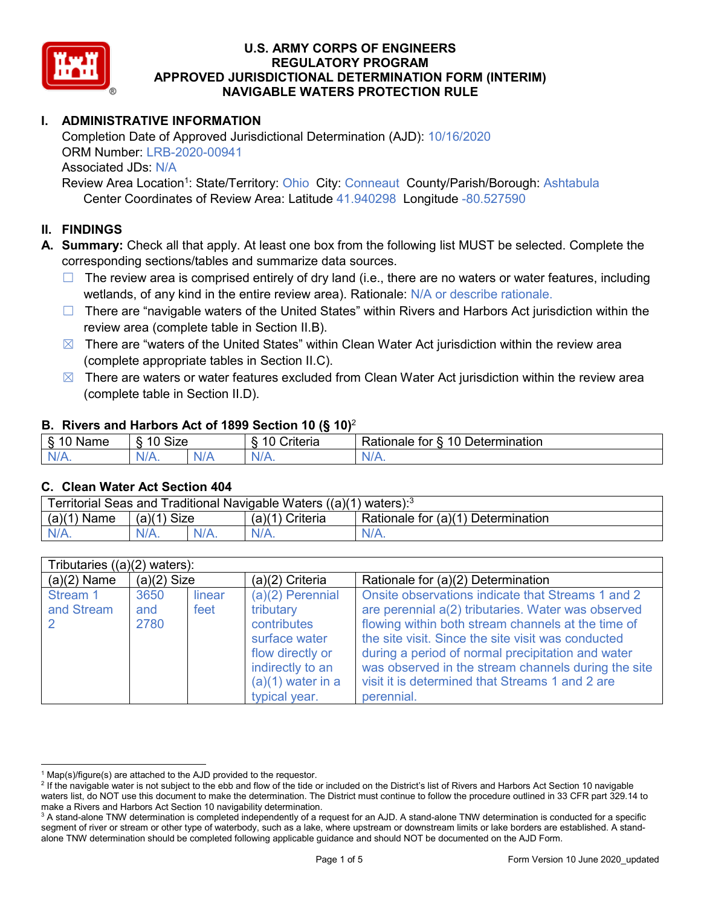# U.S. ARMY CORPS OF ENGINEERS
## REGULATORY PROGRAM
## APPROVED JURISDICTIONAL DETERMINATION FORM (INTERIM)
## NAVIGABLE WATERS PROTECTION RULE

## I. ADMINISTRATIVE INFORMATION

Completion Date of Approved Jurisdictional Determination (AJD): 10/16/2020
ORM Number: LRB-2020-00941
Associated JDs: N/A
Review Area Location[1]: State/Territory: Ohio City: Conneaut County/Parish/Borough: Ashtabula
Center Coordinates of Review Area: Latitude 41.940298 Longitude -80.527590

## II. FINDINGS

**A. Summary:** Check all that apply. At least one box from the following list MUST be selected. Complete the corresponding sections/tables and summarize data sources.

- ☐ The review area is comprised entirely of dry land (i.e., there are no waters or water features, including wetlands, of any kind in the entire review area). Rationale: N/A or describe rationale.
- ☐ There are "navigable waters of the United States" within Rivers and Harbors Act jurisdiction within the review area (complete table in Section II.B).
- ☒ There are "waters of the United States" within Clean Water Act jurisdiction within the review area (complete appropriate tables in Section II.C).
- ☒ There are waters or water features excluded from Clean Water Act jurisdiction within the review area (complete table in Section II.D).

### B. Rivers and Harbors Act of 1899 Section 10 (§ 10)[2]

| § 10 Name | § 10 Size | | § 10 Criteria | Rationale for § 10 Determination |
|---|---|---|---|---|
| N/A. | N/A. | N/A | N/A. | N/A. |

### C. Clean Water Act Section 404

| Territorial Seas and Traditional Navigable Waters ((a)(1) waters):[3] | | | | |
|---|---|---|---|---|
| (a)(1) Name | (a)(1) Size | | (a)(1) Criteria | Rationale for (a)(1) Determination |
| N/A. | N/A. | N/A. | N/A. | N/A. |

| Tributaries ((a)(2) waters): | | | | |
|---|---|---|---|---|
| (a)(2) Name | (a)(2) Size | | (a)(2) Criteria | Rationale for (a)(2) Determination |
| Stream 1 and Stream 2 | 3650 and 2780 | linear feet | (a)(2) Perennial tributary contributes surface water flow directly or indirectly to an (a)(1) water in a typical year. | Onsite observations indicate that Streams 1 and 2 are perennial a(2) tributaries. Water was observed flowing within both stream channels at the time of the site visit. Since the site visit was conducted during a period of normal precipitation and water was observed in the stream channels during the site visit it is determined that Streams 1 and 2 are perennial. |

[1] Map(s)/figure(s) are attached to the AJD provided to the requestor.
[2] If the navigable water is not subject to the ebb and flow of the tide or included on the District's list of Rivers and Harbors Act Section 10 navigable waters list, do NOT use this document to make the determination. The District must continue to follow the procedure outlined in 33 CFR part 329.14 to make a Rivers and Harbors Act Section 10 navigability determination.
[3] A stand-alone TNW determination is completed independently of a request for an AJD. A stand-alone TNW determination is conducted for a specific segment of river or stream or other type of waterbody, such as a lake, where upstream or downstream limits or lake borders are established. A stand-alone TNW determination should be completed following applicable guidance and should NOT be documented on the AJD Form.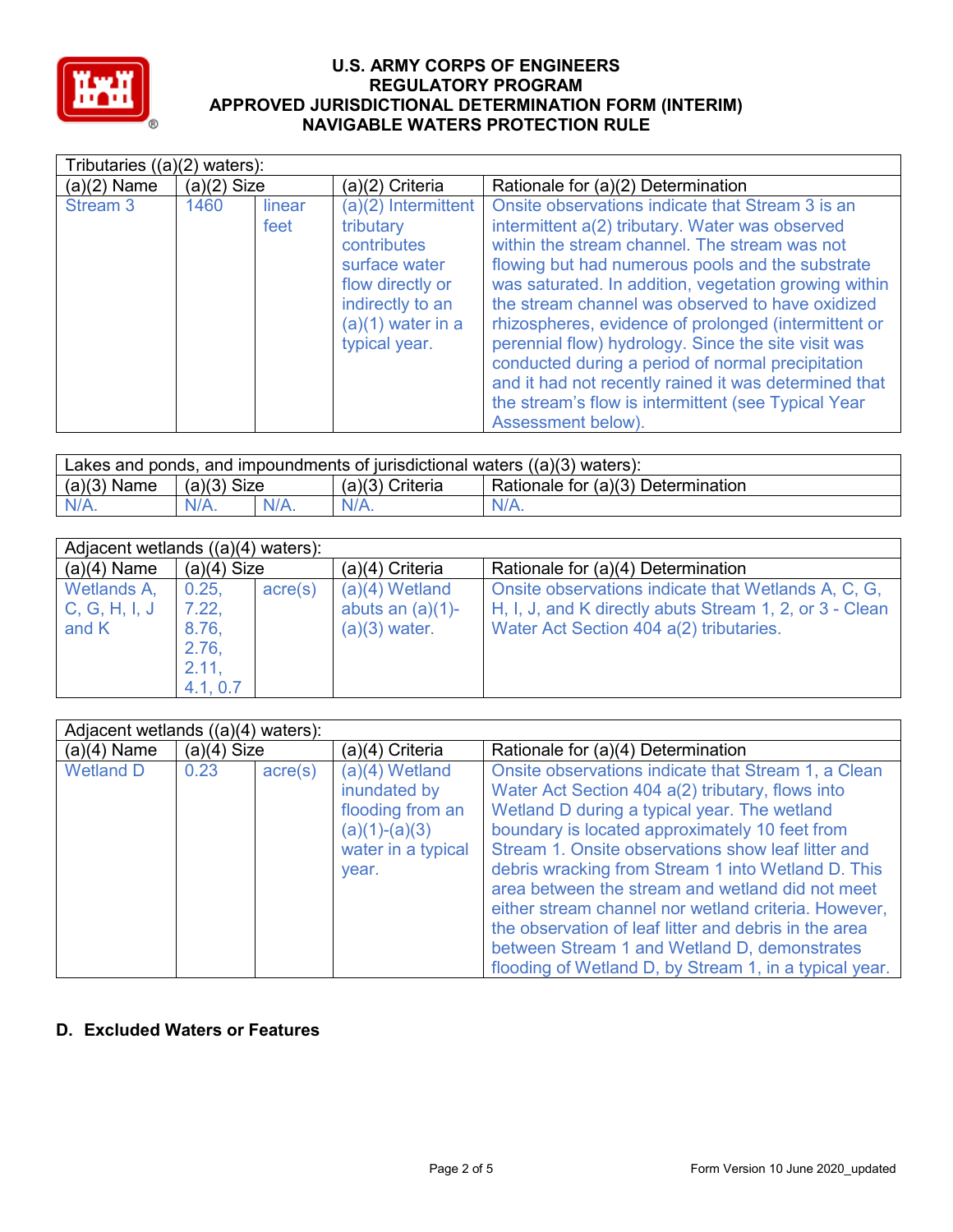| Tributaries ((a)(2) waters): | | | | |
|---|---|---|---|---|
| (a)(2) Name | (a)(2) Size | | (a)(2) Criteria | Rationale for (a)(2) Determination |
| Stream 3 | 1460 | linear feet | (a)(2) Intermittent tributary contributes surface water flow directly or indirectly to an (a)(1) water in a typical year. | Onsite observations indicate that Stream 3 is an intermittent a(2) tributary. Water was observed within the stream channel. The stream was not flowing but had numerous pools and the substrate was saturated. In addition, vegetation growing within the stream channel was observed to have oxidized rhizospheres, evidence of prolonged (intermittent or perennial flow) hydrology. Since the site visit was conducted during a period of normal precipitation and it had not recently rained it was determined that the stream's flow is intermittent (see Typical Year Assessment below). |

| Lakes and ponds, and impoundments of jurisdictional waters ((a)(3) waters): | | | | |
|---|---|---|---|---|
| (a)(3) Name | (a)(3) Size | | (a)(3) Criteria | Rationale for (a)(3) Determination |
| N/A. | N/A. | N/A. | N/A. | N/A. |

| Adjacent wetlands ((a)(4) waters): | | | | |
|---|---|---|---|---|
| (a)(4) Name | (a)(4) Size | | (a)(4) Criteria | Rationale for (a)(4) Determination |
| Wetlands A, C, G, H, I, J and K | 0.25, 7.22, 8.76, 2.76, 2.11, 4.1, 0.7 | acre(s) | (a)(4) Wetland abuts an (a)(1)-(a)(3) water. | Onsite observations indicate that Wetlands A, C, G, H, I, J, and K directly abuts Stream 1, 2, or 3 - Clean Water Act Section 404 a(2) tributaries. |

| Adjacent wetlands ((a)(4) waters): | | | | |
|---|---|---|---|---|
| (a)(4) Name | (a)(4) Size | | (a)(4) Criteria | Rationale for (a)(4) Determination |
| Wetland D | 0.23 | acre(s) | (a)(4) Wetland inundated by flooding from an (a)(1)-(a)(3) water in a typical year. | Onsite observations indicate that Stream 1, a Clean Water Act Section 404 a(2) tributary, flows into Wetland D during a typical year. The wetland boundary is located approximately 10 feet from Stream 1. Onsite observations show leaf litter and debris wracking from Stream 1 into Wetland D. This area between the stream and wetland did not meet either stream channel nor wetland criteria. However, the observation of leaf litter and debris in the area between Stream 1 and Wetland D, demonstrates flooding of Wetland D, by Stream 1, in a typical year. |

## D. Excluded Waters or Features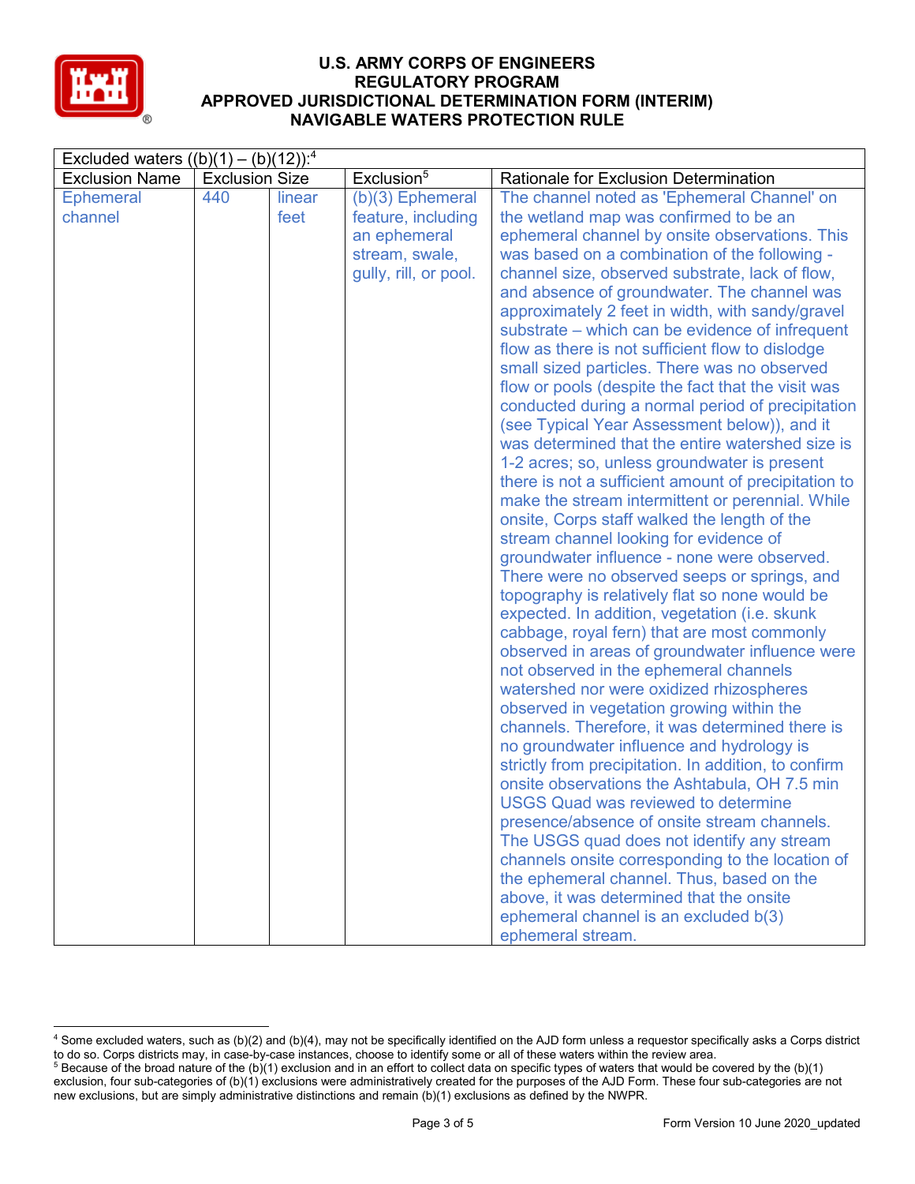# U.S. ARMY CORPS OF ENGINEERS
## REGULATORY PROGRAM
## APPROVED JURISDICTIONAL DETERMINATION FORM (INTERIM)
## NAVIGABLE WATERS PROTECTION RULE

| Excluded waters ((b)(1) – (b)(12)):[4] | | | | |
|---|---|---|---|---|
| Exclusion Name | Exclusion Size | | Exclusion[5] | Rationale for Exclusion Determination |
| Ephemeral channel | 440 | linear feet | (b)(3) Ephemeral feature, including an ephemeral stream, swale, gully, rill, or pool. | The channel noted as 'Ephemeral Channel' on the wetland map was confirmed to be an ephemeral channel by onsite observations. This was based on a combination of the following - channel size, observed substrate, lack of flow, and absence of groundwater. The channel was approximately 2 feet in width, with sandy/gravel substrate – which can be evidence of infrequent flow as there is not sufficient flow to dislodge small sized particles. There was no observed flow or pools (despite the fact that the visit was conducted during a normal period of precipitation (see Typical Year Assessment below)), and it was determined that the entire watershed size is 1-2 acres; so, unless groundwater is present there is not a sufficient amount of precipitation to make the stream intermittent or perennial. While onsite, Corps staff walked the length of the stream channel looking for evidence of groundwater influence - none were observed. There were no observed seeps or springs, and topography is relatively flat so none would be expected. In addition, vegetation (i.e. skunk cabbage, royal fern) that are most commonly observed in areas of groundwater influence were not observed in the ephemeral channels watershed nor were oxidized rhizospheres observed in vegetation growing within the channels. Therefore, it was determined there is no groundwater influence and hydrology is strictly from precipitation. In addition, to confirm onsite observations the Ashtabula, OH 7.5 min USGS Quad was reviewed to determine presence/absence of onsite stream channels. The USGS quad does not identify any stream channels onsite corresponding to the location of the ephemeral channel. Thus, based on the above, it was determined that the onsite ephemeral channel is an excluded b(3) ephemeral stream. |

---

[4] Some excluded waters, such as (b)(2) and (b)(4), may not be specifically identified on the AJD form unless a requestor specifically asks a Corps district to do so. Corps districts may, in case-by-case instances, choose to identify some or all of these waters within the review area.

[5] Because of the broad nature of the (b)(1) exclusion and in an effort to collect data on specific types of waters that would be covered by the (b)(1) exclusion, four sub-categories of (b)(1) exclusions were administratively created for the purposes of the AJD Form. These four sub-categories are not new exclusions, but are simply administrative distinctions and remain (b)(1) exclusions as defined by the NWPR.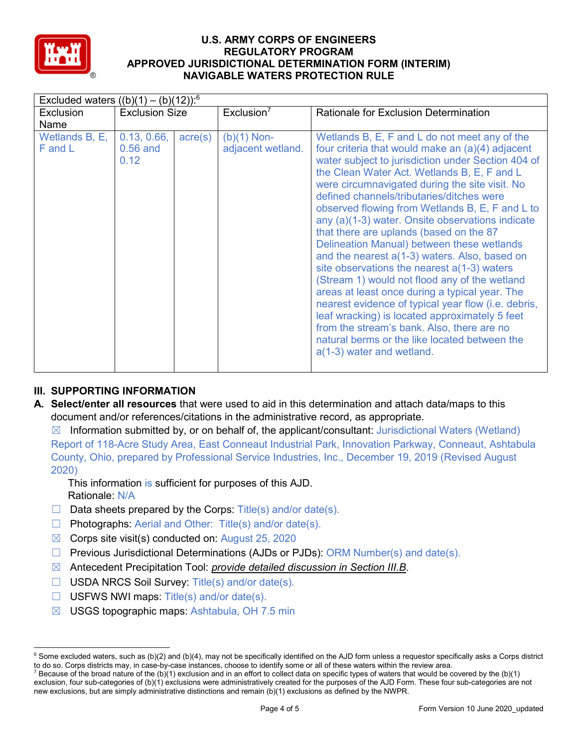# U.S. ARMY CORPS OF ENGINEERS
# REGULATORY PROGRAM
# APPROVED JURISDICTIONAL DETERMINATION FORM (INTERIM)
# NAVIGABLE WATERS PROTECTION RULE

| Excluded waters ((b)(1) – (b)(12)):[6] | | | | |
|---|---|---|---|---|
| Exclusion Name | Exclusion Size | | Exclusion[7] | Rationale for Exclusion Determination |
| Wetlands B, E, F and L | 0.13, 0.66, 0.56 and 0.12 | acre(s) | (b)(1) Non-adjacent wetland. | Wetlands B, E, F and L do not meet any of the four criteria that would make an (a)(4) adjacent water subject to jurisdiction under Section 404 of the Clean Water Act. Wetlands B, E, F and L were circumnavigated during the site visit. No defined channels/tributaries/ditches were observed flowing from Wetlands B, E, F and L to any (a)(1-3) water. Onsite observations indicate that there are uplands (based on the 87 Delineation Manual) between these wetlands and the nearest a(1-3) waters. Also, based on site observations the nearest a(1-3) waters (Stream 1) would not flood any of the wetland areas at least once during a typical year. The nearest evidence of typical year flow (i.e. debris, leaf wracking) is located approximately 5 feet from the stream's bank. Also, there are no natural berms or the like located between the a(1-3) water and wetland. |

## III. SUPPORTING INFORMATION

**A. Select/enter all resources** that were used to aid in this determination and attach data/maps to this document and/or references/citations in the administrative record, as appropriate.

☒ Information submitted by, or on behalf of, the applicant/consultant: Jurisdictional Waters (Wetland) Report of 118-Acre Study Area, East Conneaut Industrial Park, Innovation Parkway, Conneaut, Ashtabula County, Ohio, prepared by Professional Service Industries, Inc., December 19, 2019 (Revised August 2020)

This information is sufficient for purposes of this AJD.
Rationale: N/A

☐ Data sheets prepared by the Corps: Title(s) and/or date(s).

☐ Photographs: Aerial and Other: Title(s) and/or date(s).

☒ Corps site visit(s) conducted on: August 25, 2020

☐ Previous Jurisdictional Determinations (AJDs or PJDs): ORM Number(s) and date(s).

☒ Antecedent Precipitation Tool: *provide detailed discussion in Section III.B*.

☐ USDA NRCS Soil Survey: Title(s) and/or date(s).

☐ USFWS NWI maps: Title(s) and/or date(s).

☒ USGS topographic maps: Ashtabula, OH 7.5 min

---

[6] Some excluded waters, such as (b)(2) and (b)(4), may not be specifically identified on the AJD form unless a requestor specifically asks a Corps district to do so. Corps districts may, in case-by-case instances, choose to identify some or all of these waters within the review area.

[7] Because of the broad nature of the (b)(1) exclusion and in an effort to collect data on specific types of waters that would be covered by the (b)(1) exclusion, four sub-categories of (b)(1) exclusions were administratively created for the purposes of the AJD Form. These four sub-categories are not new exclusions, but are simply administrative distinctions and remain (b)(1) exclusions as defined by the NWPR.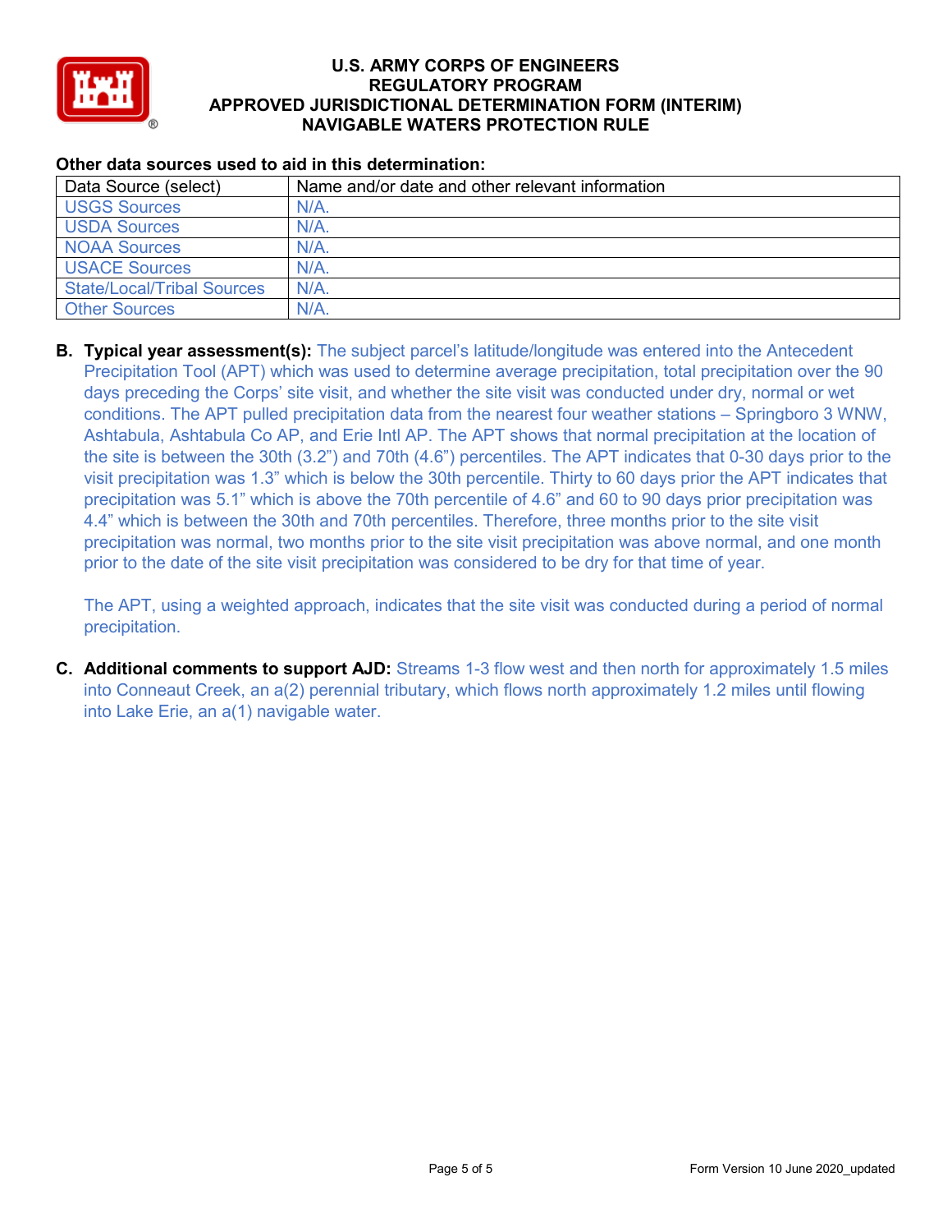**Other data sources used to aid in this determination:**

| Data Source (select) | Name and/or date and other relevant information |
| --- | --- |
| USGS Sources | N/A. |
| USDA Sources | N/A. |
| NOAA Sources | N/A. |
| USACE Sources | N/A. |
| State/Local/Tribal Sources | N/A. |
| Other Sources | N/A. |

**B. Typical year assessment(s):** The subject parcel's latitude/longitude was entered into the Antecedent Precipitation Tool (APT) which was used to determine average precipitation, total precipitation over the 90 days preceding the Corps' site visit, and whether the site visit was conducted under dry, normal or wet conditions. The APT pulled precipitation data from the nearest four weather stations – Springboro 3 WNW, Ashtabula, Ashtabula Co AP, and Erie Intl AP. The APT shows that normal precipitation at the location of the site is between the 30th (3.2") and 70th (4.6") percentiles. The APT indicates that 0-30 days prior to the visit precipitation was 1.3" which is below the 30th percentile. Thirty to 60 days prior the APT indicates that precipitation was 5.1" which is above the 70th percentile of 4.6" and 60 to 90 days prior precipitation was 4.4" which is between the 30th and 70th percentiles. Therefore, three months prior to the site visit precipitation was normal, two months prior to the site visit precipitation was above normal, and one month prior to the date of the site visit precipitation was considered to be dry for that time of year.

The APT, using a weighted approach, indicates that the site visit was conducted during a period of normal precipitation.

**C. Additional comments to support AJD:** Streams 1-3 flow west and then north for approximately 1.5 miles into Conneaut Creek, an a(2) perennial tributary, which flows north approximately 1.2 miles until flowing into Lake Erie, an a(1) navigable water.